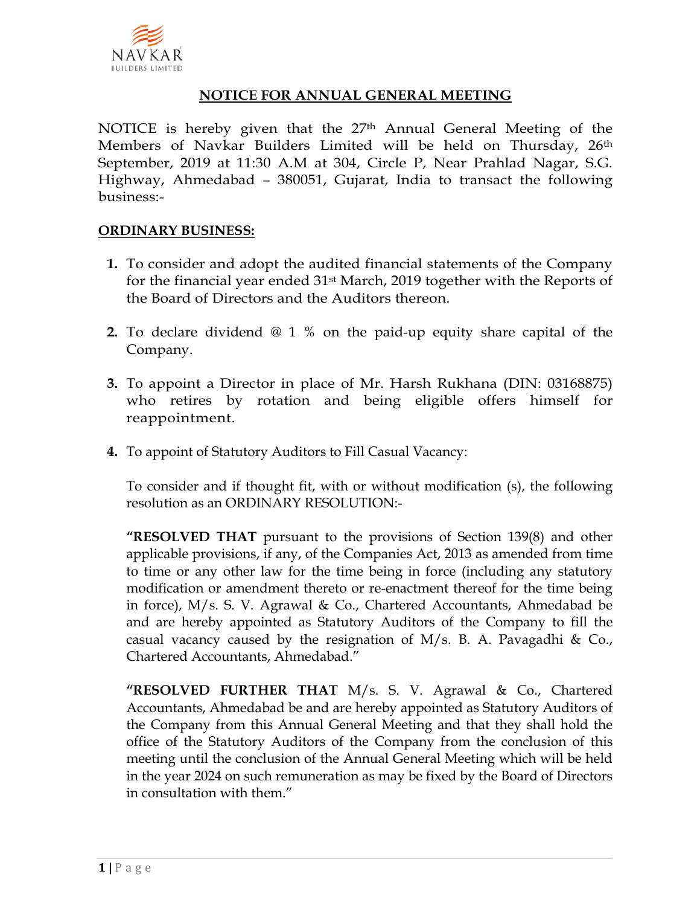# NOTICE FOR ANNUAL GENERAL MEETING

NOTICE is hereby given that the 27th Annual General Meeting of the Members of Navkar Builders Limited will be held on Thursday, 26th September, 2019 at 11:30 A.M at 304, Circle P, Near Prahlad Nagar, S.G. Highway, Ahmedabad – 380051, Gujarat, India to transact the following business:-

## ORDINARY BUSINESS:

1. To consider and adopt the audited financial statements of the Company for the financial year ended 31st March, 2019 together with the Reports of the Board of Directors and the Auditors thereon.

2. To declare dividend @ 1 % on the paid-up equity share capital of the Company.

3. To appoint a Director in place of Mr. Harsh Rukhana (DIN: 03168875) who retires by rotation and being eligible offers himself for reappointment.

4. To appoint of Statutory Auditors to Fill Casual Vacancy:

   To consider and if thought fit, with or without modification (s), the following resolution as an ORDINARY RESOLUTION:-

   **"RESOLVED THAT** pursuant to the provisions of Section 139(8) and other applicable provisions, if any, of the Companies Act, 2013 as amended from time to time or any other law for the time being in force (including any statutory modification or amendment thereto or re-enactment thereof for the time being in force), M/s. S. V. Agrawal & Co., Chartered Accountants, Ahmedabad be and are hereby appointed as Statutory Auditors of the Company to fill the casual vacancy caused by the resignation of M/s. B. A. Pavagadhi & Co., Chartered Accountants, Ahmedabad."

   **"RESOLVED FURTHER THAT** M/s. S. V. Agrawal & Co., Chartered Accountants, Ahmedabad be and are hereby appointed as Statutory Auditors of the Company from this Annual General Meeting and that they shall hold the office of the Statutory Auditors of the Company from the conclusion of this meeting until the conclusion of the Annual General Meeting which will be held in the year 2024 on such remuneration as may be fixed by the Board of Directors in consultation with them."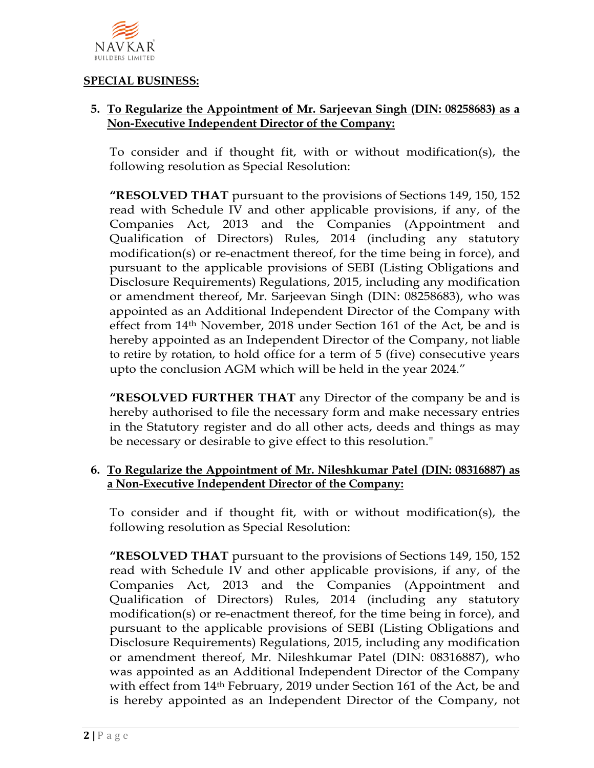**SPECIAL BUSINESS:**

5. **To Regularize the Appointment of Mr. Sarjeevan Singh (DIN: 08258683) as a Non-Executive Independent Director of the Company:**

   To consider and if thought fit, with or without modification(s), the following resolution as Special Resolution:

   **"RESOLVED THAT** pursuant to the provisions of Sections 149, 150, 152 read with Schedule IV and other applicable provisions, if any, of the Companies Act, 2013 and the Companies (Appointment and Qualification of Directors) Rules, 2014 (including any statutory modification(s) or re-enactment thereof, for the time being in force), and pursuant to the applicable provisions of SEBI (Listing Obligations and Disclosure Requirements) Regulations, 2015, including any modification or amendment thereof, Mr. Sarjeevan Singh (DIN: 08258683), who was appointed as an Additional Independent Director of the Company with effect from 14th November, 2018 under Section 161 of the Act, be and is hereby appointed as an Independent Director of the Company, not liable to retire by rotation, to hold office for a term of 5 (five) consecutive years upto the conclusion AGM which will be held in the year 2024."

   **"RESOLVED FURTHER THAT** any Director of the company be and is hereby authorised to file the necessary form and make necessary entries in the Statutory register and do all other acts, deeds and things as may be necessary or desirable to give effect to this resolution."

6. **To Regularize the Appointment of Mr. Nileshkumar Patel (DIN: 08316887) as a Non-Executive Independent Director of the Company:**

   To consider and if thought fit, with or without modification(s), the following resolution as Special Resolution:

   **"RESOLVED THAT** pursuant to the provisions of Sections 149, 150, 152 read with Schedule IV and other applicable provisions, if any, of the Companies Act, 2013 and the Companies (Appointment and Qualification of Directors) Rules, 2014 (including any statutory modification(s) or re-enactment thereof, for the time being in force), and pursuant to the applicable provisions of SEBI (Listing Obligations and Disclosure Requirements) Regulations, 2015, including any modification or amendment thereof, Mr. Nileshkumar Patel (DIN: 08316887), who was appointed as an Additional Independent Director of the Company with effect from 14th February, 2019 under Section 161 of the Act, be and is hereby appointed as an Independent Director of the Company, not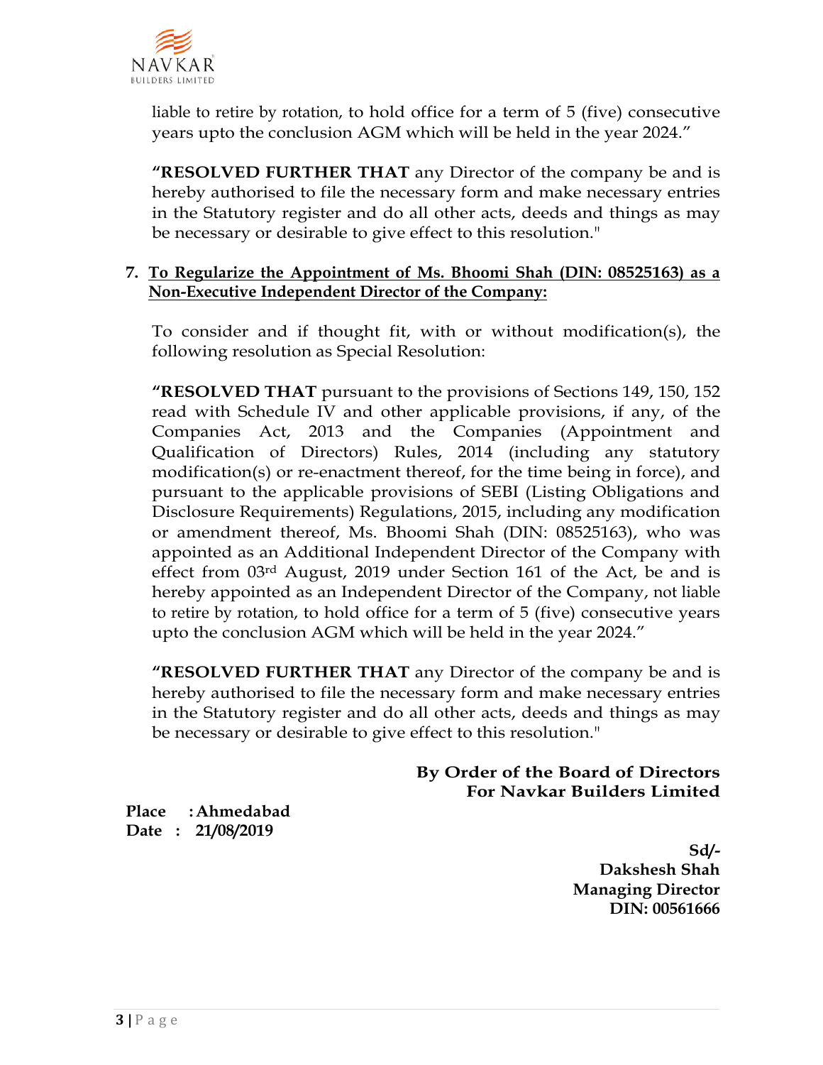liable to retire by rotation, to hold office for a term of 5 (five) consecutive years upto the conclusion AGM which will be held in the year 2024."

**"RESOLVED FURTHER THAT** any Director of the company be and is hereby authorised to file the necessary form and make necessary entries in the Statutory register and do all other acts, deeds and things as may be necessary or desirable to give effect to this resolution."

**7. <u>To Regularize the Appointment of Ms. Bhoomi Shah (DIN: 08525163) as a Non-Executive Independent Director of the Company:</u>**

To consider and if thought fit, with or without modification(s), the following resolution as Special Resolution:

**"RESOLVED THAT** pursuant to the provisions of Sections 149, 150, 152 read with Schedule IV and other applicable provisions, if any, of the Companies Act, 2013 and the Companies (Appointment and Qualification of Directors) Rules, 2014 (including any statutory modification(s) or re-enactment thereof, for the time being in force), and pursuant to the applicable provisions of SEBI (Listing Obligations and Disclosure Requirements) Regulations, 2015, including any modification or amendment thereof, Ms. Bhoomi Shah (DIN: 08525163), who was appointed as an Additional Independent Director of the Company with effect from 03rd August, 2019 under Section 161 of the Act, be and is hereby appointed as an Independent Director of the Company, not liable to retire by rotation, to hold office for a term of 5 (five) consecutive years upto the conclusion AGM which will be held in the year 2024."

**"RESOLVED FURTHER THAT** any Director of the company be and is hereby authorised to file the necessary form and make necessary entries in the Statutory register and do all other acts, deeds and things as may be necessary or desirable to give effect to this resolution."

**By Order of the Board of Directors**
**For Navkar Builders Limited**

**Place : Ahmedabad**
**Date : 21/08/2019**

**Sd/-**
**Dakshesh Shah**
**Managing Director**
**DIN: 00561666**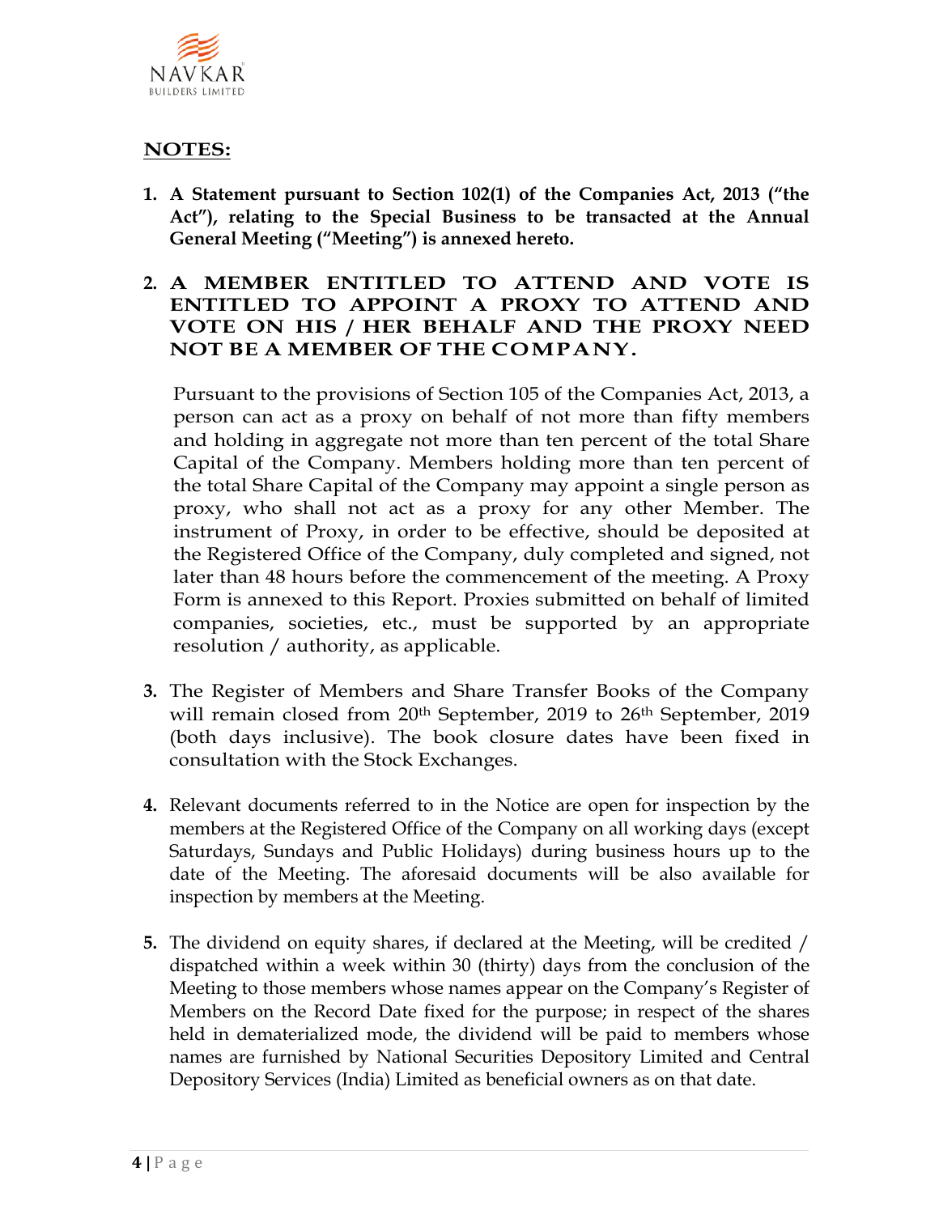## NOTES:

1. **A Statement pursuant to Section 102(1) of the Companies Act, 2013 ("the Act"), relating to the Special Business to be transacted at the Annual General Meeting ("Meeting") is annexed hereto.**

2. **A MEMBER ENTITLED TO ATTEND AND VOTE IS ENTITLED TO APPOINT A PROXY TO ATTEND AND VOTE ON HIS / HER BEHALF AND THE PROXY NEED NOT BE A MEMBER OF THE COMPANY.**

   Pursuant to the provisions of Section 105 of the Companies Act, 2013, a person can act as a proxy on behalf of not more than fifty members and holding in aggregate not more than ten percent of the total Share Capital of the Company. Members holding more than ten percent of the total Share Capital of the Company may appoint a single person as proxy, who shall not act as a proxy for any other Member. The instrument of Proxy, in order to be effective, should be deposited at the Registered Office of the Company, duly completed and signed, not later than 48 hours before the commencement of the meeting. A Proxy Form is annexed to this Report. Proxies submitted on behalf of limited companies, societies, etc., must be supported by an appropriate resolution / authority, as applicable.

3. The Register of Members and Share Transfer Books of the Company will remain closed from 20th September, 2019 to 26th September, 2019 (both days inclusive). The book closure dates have been fixed in consultation with the Stock Exchanges.

4. Relevant documents referred to in the Notice are open for inspection by the members at the Registered Office of the Company on all working days (except Saturdays, Sundays and Public Holidays) during business hours up to the date of the Meeting. The aforesaid documents will be also available for inspection by members at the Meeting.

5. The dividend on equity shares, if declared at the Meeting, will be credited / dispatched within a week within 30 (thirty) days from the conclusion of the Meeting to those members whose names appear on the Company's Register of Members on the Record Date fixed for the purpose; in respect of the shares held in dematerialized mode, the dividend will be paid to members whose names are furnished by National Securities Depository Limited and Central Depository Services (India) Limited as beneficial owners as on that date.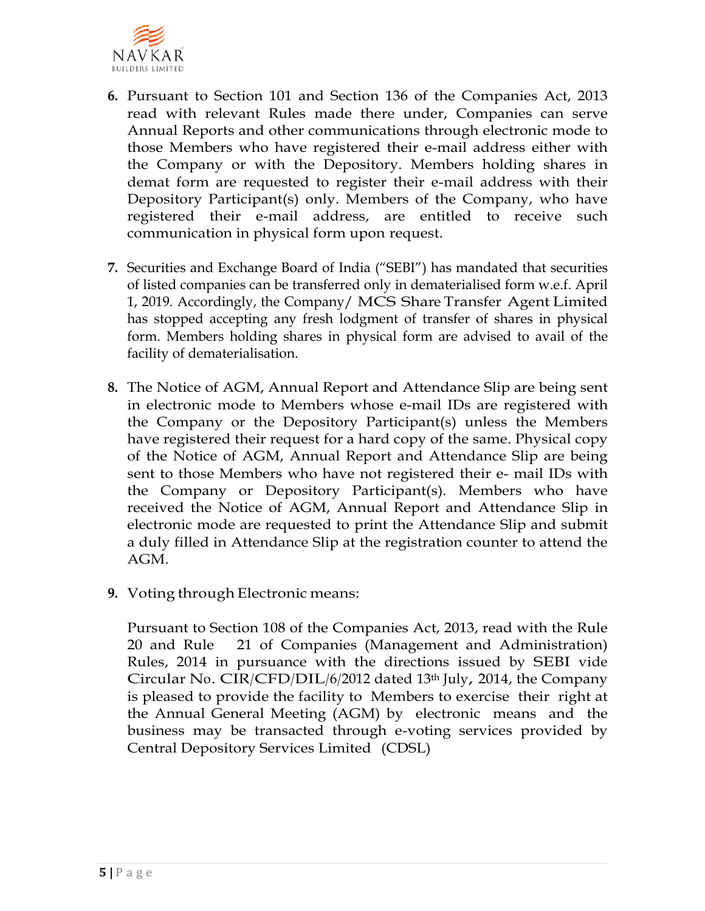6. Pursuant to Section 101 and Section 136 of the Companies Act, 2013 read with relevant Rules made there under, Companies can serve Annual Reports and other communications through electronic mode to those Members who have registered their e-mail address either with the Company or with the Depository. Members holding shares in demat form are requested to register their e-mail address with their Depository Participant(s) only. Members of the Company, who have registered their e-mail address, are entitled to receive such communication in physical form upon request.

7. Securities and Exchange Board of India ("SEBI") has mandated that securities of listed companies can be transferred only in dematerialised form w.e.f. April 1, 2019. Accordingly, the Company/ MCS Share Transfer Agent Limited has stopped accepting any fresh lodgment of transfer of shares in physical form. Members holding shares in physical form are advised to avail of the facility of dematerialisation.

8. The Notice of AGM, Annual Report and Attendance Slip are being sent in electronic mode to Members whose e-mail IDs are registered with the Company or the Depository Participant(s) unless the Members have registered their request for a hard copy of the same. Physical copy of the Notice of AGM, Annual Report and Attendance Slip are being sent to those Members who have not registered their e- mail IDs with the Company or Depository Participant(s). Members who have received the Notice of AGM, Annual Report and Attendance Slip in electronic mode are requested to print the Attendance Slip and submit a duly filled in Attendance Slip at the registration counter to attend the AGM.

9. Voting through Electronic means:

   Pursuant to Section 108 of the Companies Act, 2013, read with the Rule 20 and Rule 21 of Companies (Management and Administration) Rules, 2014 in pursuance with the directions issued by SEBI vide Circular No. CIR/CFD/DIL/6/2012 dated 13th July, 2014, the Company is pleased to provide the facility to Members to exercise their right at the Annual General Meeting (AGM) by electronic means and the business may be transacted through e-voting services provided by Central Depository Services Limited (CDSL)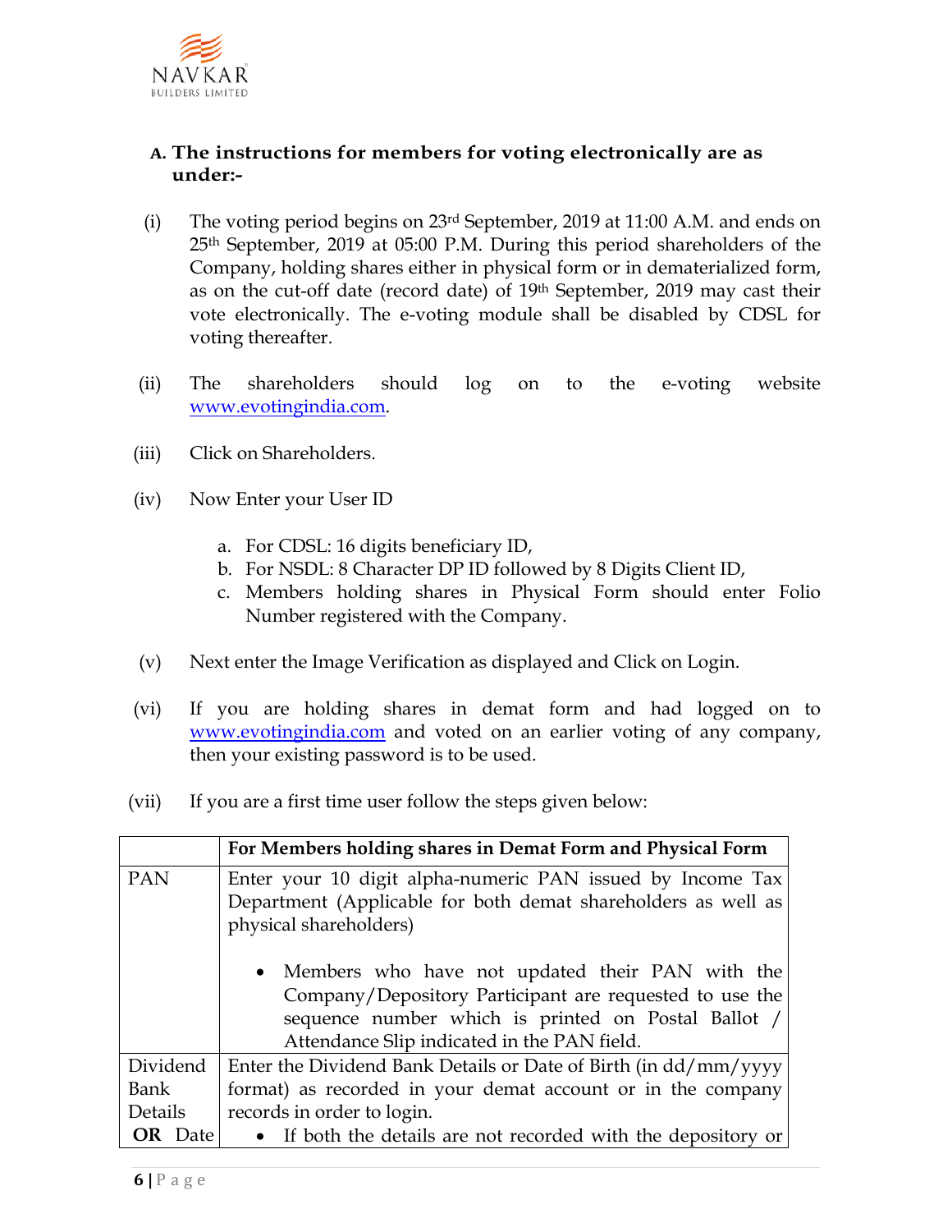### A. The instructions for members for voting electronically are as under:-

(i) The voting period begins on 23rd September, 2019 at 11:00 A.M. and ends on 25th September, 2019 at 05:00 P.M. During this period shareholders of the Company, holding shares either in physical form or in dematerialized form, as on the cut-off date (record date) of 19th September, 2019 may cast their vote electronically. The e-voting module shall be disabled by CDSL for voting thereafter.

(ii) The shareholders should log on to the e-voting website www.evotingindia.com.

(iii) Click on Shareholders.

(iv) Now Enter your User ID

a. For CDSL: 16 digits beneficiary ID,
b. For NSDL: 8 Character DP ID followed by 8 Digits Client ID,
c. Members holding shares in Physical Form should enter Folio Number registered with the Company.

(v) Next enter the Image Verification as displayed and Click on Login.

(vi) If you are holding shares in demat form and had logged on to www.evotingindia.com and voted on an earlier voting of any company, then your existing password is to be used.

(vii) If you are a first time user follow the steps given below:

| | **For Members holding shares in Demat Form and Physical Form** |
|---|---|
| PAN | Enter your 10 digit alpha-numeric PAN issued by Income Tax Department (Applicable for both demat shareholders as well as physical shareholders)<br><br>• Members who have not updated their PAN with the Company/Depository Participant are requested to use the sequence number which is printed on Postal Ballot / Attendance Slip indicated in the PAN field. |
| Dividend Bank Details **OR** Date | Enter the Dividend Bank Details or Date of Birth (in dd/mm/yyyy format) as recorded in your demat account or in the company records in order to login.<br>• If both the details are not recorded with the depository or |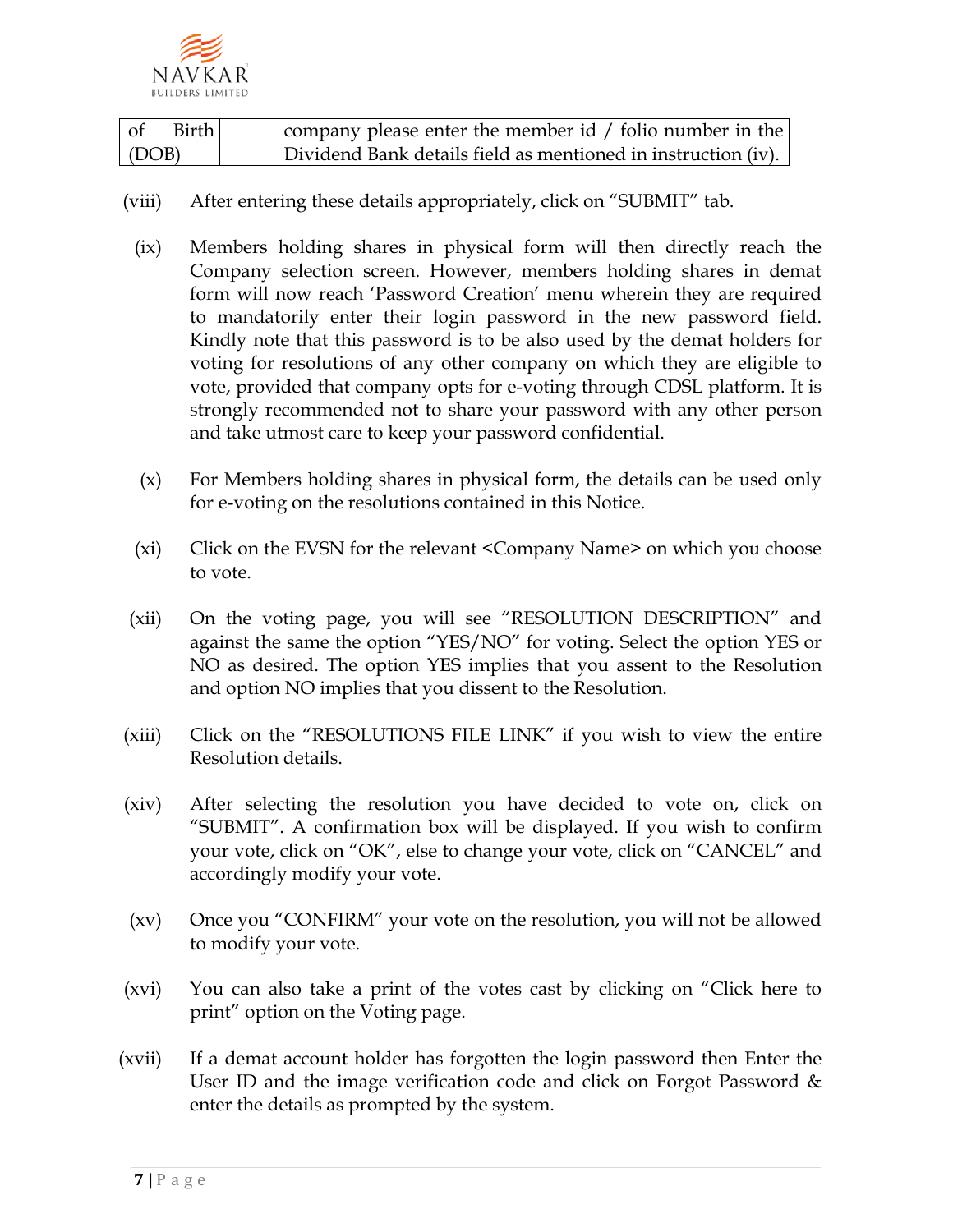| of Birth (DOB) | company please enter the member id / folio number in the Dividend Bank details field as mentioned in instruction (iv). |
|---|---|

(viii) After entering these details appropriately, click on "SUBMIT" tab.

(ix) Members holding shares in physical form will then directly reach the Company selection screen. However, members holding shares in demat form will now reach 'Password Creation' menu wherein they are required to mandatorily enter their login password in the new password field. Kindly note that this password is to be also used by the demat holders for voting for resolutions of any other company on which they are eligible to vote, provided that company opts for e-voting through CDSL platform. It is strongly recommended not to share your password with any other person and take utmost care to keep your password confidential.

(x) For Members holding shares in physical form, the details can be used only for e-voting on the resolutions contained in this Notice.

(xi) Click on the EVSN for the relevant <Company Name> on which you choose to vote.

(xii) On the voting page, you will see "RESOLUTION DESCRIPTION" and against the same the option "YES/NO" for voting. Select the option YES or NO as desired. The option YES implies that you assent to the Resolution and option NO implies that you dissent to the Resolution.

(xiii) Click on the "RESOLUTIONS FILE LINK" if you wish to view the entire Resolution details.

(xiv) After selecting the resolution you have decided to vote on, click on "SUBMIT". A confirmation box will be displayed. If you wish to confirm your vote, click on "OK", else to change your vote, click on "CANCEL" and accordingly modify your vote.

(xv) Once you "CONFIRM" your vote on the resolution, you will not be allowed to modify your vote.

(xvi) You can also take a print of the votes cast by clicking on "Click here to print" option on the Voting page.

(xvii) If a demat account holder has forgotten the login password then Enter the User ID and the image verification code and click on Forgot Password & enter the details as prompted by the system.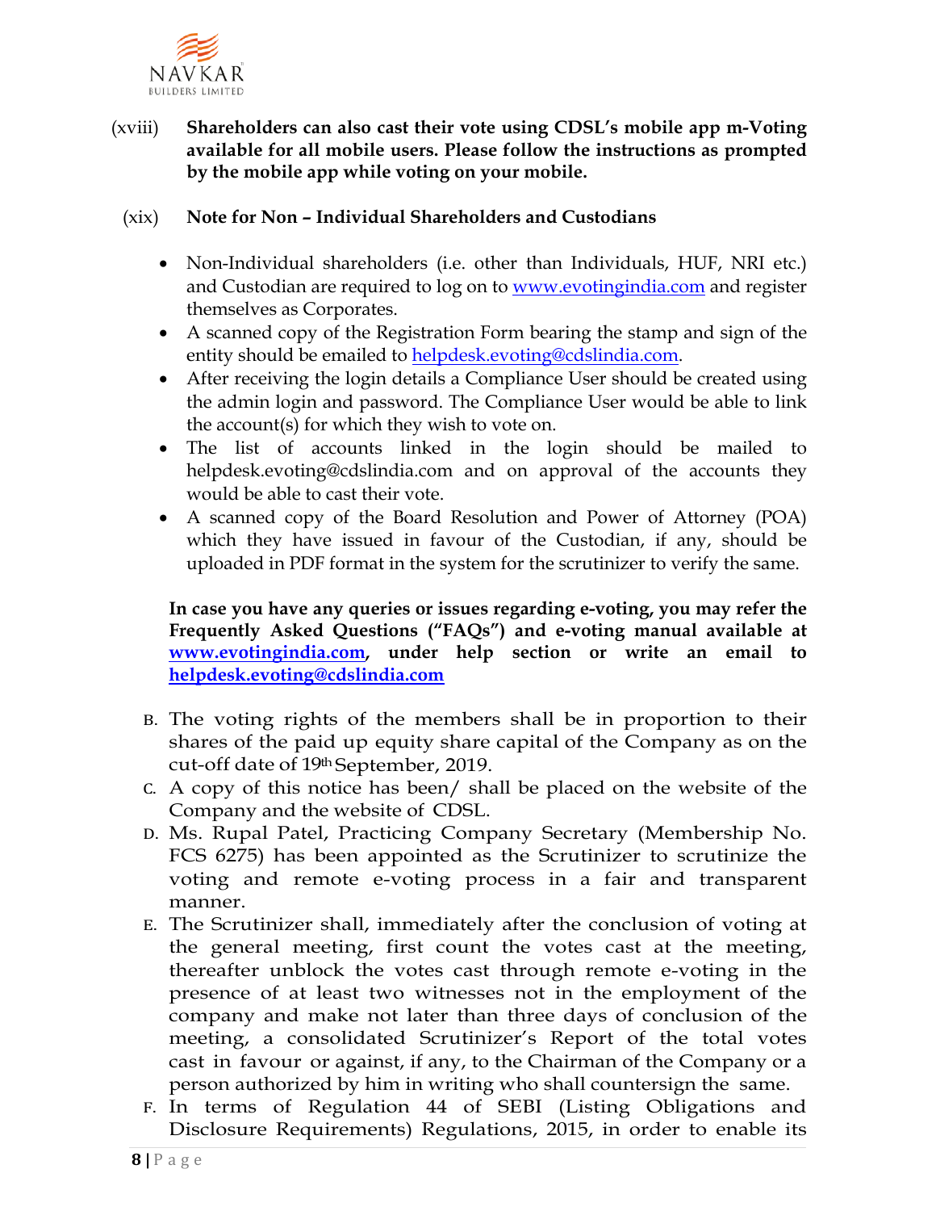(xviii) **Shareholders can also cast their vote using CDSL's mobile app m-Voting available for all mobile users. Please follow the instructions as prompted by the mobile app while voting on your mobile.**

(xix) **Note for Non – Individual Shareholders and Custodians**

- Non-Individual shareholders (i.e. other than Individuals, HUF, NRI etc.) and Custodian are required to log on to www.evotingindia.com and register themselves as Corporates.
- A scanned copy of the Registration Form bearing the stamp and sign of the entity should be emailed to helpdesk.evoting@cdslindia.com.
- After receiving the login details a Compliance User should be created using the admin login and password. The Compliance User would be able to link the account(s) for which they wish to vote on.
- The list of accounts linked in the login should be mailed to helpdesk.evoting@cdslindia.com and on approval of the accounts they would be able to cast their vote.
- A scanned copy of the Board Resolution and Power of Attorney (POA) which they have issued in favour of the Custodian, if any, should be uploaded in PDF format in the system for the scrutinizer to verify the same.

**In case you have any queries or issues regarding e-voting, you may refer the Frequently Asked Questions ("FAQs") and e-voting manual available at www.evotingindia.com, under help section or write an email to helpdesk.evoting@cdslindia.com**

B. The voting rights of the members shall be in proportion to their shares of the paid up equity share capital of the Company as on the cut-off date of 19th September, 2019.

C. A copy of this notice has been/ shall be placed on the website of the Company and the website of CDSL.

D. Ms. Rupal Patel, Practicing Company Secretary (Membership No. FCS 6275) has been appointed as the Scrutinizer to scrutinize the voting and remote e-voting process in a fair and transparent manner.

E. The Scrutinizer shall, immediately after the conclusion of voting at the general meeting, first count the votes cast at the meeting, thereafter unblock the votes cast through remote e-voting in the presence of at least two witnesses not in the employment of the company and make not later than three days of conclusion of the meeting, a consolidated Scrutinizer's Report of the total votes cast in favour or against, if any, to the Chairman of the Company or a person authorized by him in writing who shall countersign the same.

F. In terms of Regulation 44 of SEBI (Listing Obligations and Disclosure Requirements) Regulations, 2015, in order to enable its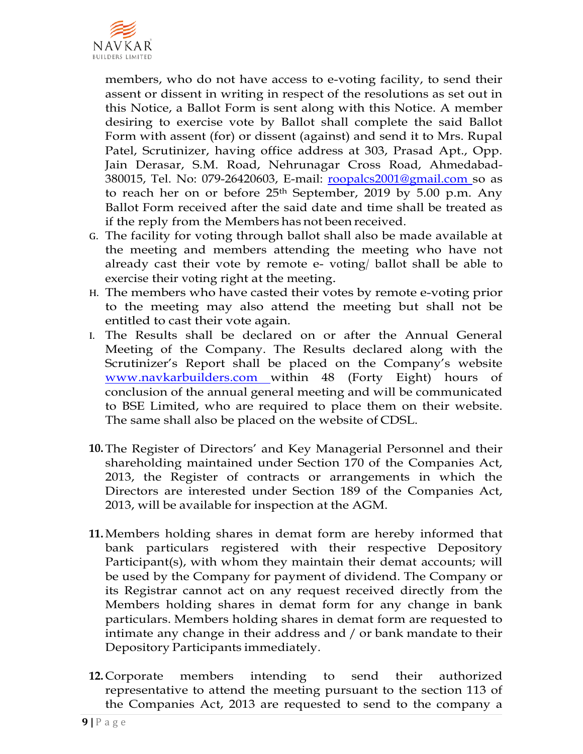members, who do not have access to e-voting facility, to send their assent or dissent in writing in respect of the resolutions as set out in this Notice, a Ballot Form is sent along with this Notice. A member desiring to exercise vote by Ballot shall complete the said Ballot Form with assent (for) or dissent (against) and send it to Mrs. Rupal Patel, Scrutinizer, having office address at 303, Prasad Apt., Opp. Jain Derasar, S.M. Road, Nehrunagar Cross Road, Ahmedabad-380015, Tel. No: 079-26420603, E-mail: roopalcs2001@gmail.com so as to reach her on or before 25th September, 2019 by 5.00 p.m. Any Ballot Form received after the said date and time shall be treated as if the reply from the Members has not been received.

G. The facility for voting through ballot shall also be made available at the meeting and members attending the meeting who have not already cast their vote by remote e- voting/ ballot shall be able to exercise their voting right at the meeting.

H. The members who have casted their votes by remote e-voting prior to the meeting may also attend the meeting but shall not be entitled to cast their vote again.

I. The Results shall be declared on or after the Annual General Meeting of the Company. The Results declared along with the Scrutinizer's Report shall be placed on the Company's website www.navkarbuilders.com within 48 (Forty Eight) hours of conclusion of the annual general meeting and will be communicated to BSE Limited, who are required to place them on their website. The same shall also be placed on the website of CDSL.

**10.** The Register of Directors' and Key Managerial Personnel and their shareholding maintained under Section 170 of the Companies Act, 2013, the Register of contracts or arrangements in which the Directors are interested under Section 189 of the Companies Act, 2013, will be available for inspection at the AGM.

**11.** Members holding shares in demat form are hereby informed that bank particulars registered with their respective Depository Participant(s), with whom they maintain their demat accounts; will be used by the Company for payment of dividend. The Company or its Registrar cannot act on any request received directly from the Members holding shares in demat form for any change in bank particulars. Members holding shares in demat form are requested to intimate any change in their address and / or bank mandate to their Depository Participants immediately.

**12.** Corporate members intending to send their authorized representative to attend the meeting pursuant to the section 113 of the Companies Act, 2013 are requested to send to the company a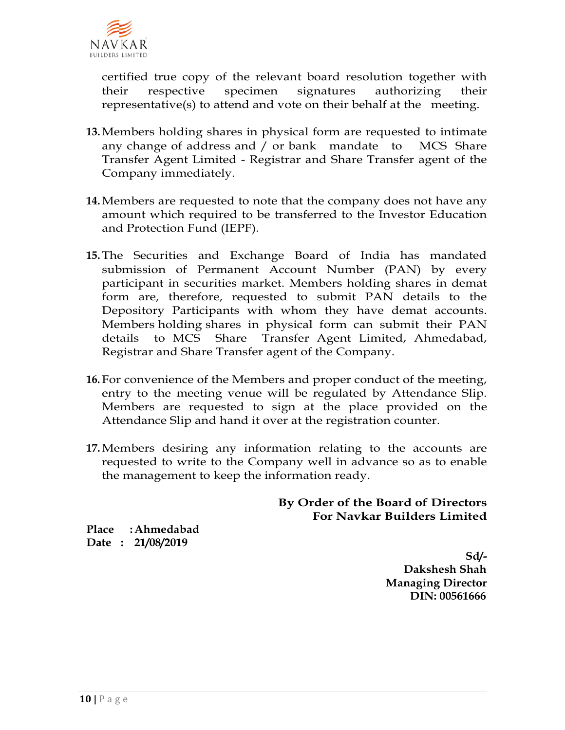certified true copy of the relevant board resolution together with their respective specimen signatures authorizing their representative(s) to attend and vote on their behalf at the meeting.

13. Members holding shares in physical form are requested to intimate any change of address and / or bank mandate to MCS Share Transfer Agent Limited - Registrar and Share Transfer agent of the Company immediately.

14. Members are requested to note that the company does not have any amount which required to be transferred to the Investor Education and Protection Fund (IEPF).

15. The Securities and Exchange Board of India has mandated submission of Permanent Account Number (PAN) by every participant in securities market. Members holding shares in demat form are, therefore, requested to submit PAN details to the Depository Participants with whom they have demat accounts. Members holding shares in physical form can submit their PAN details to MCS Share Transfer Agent Limited, Ahmedabad, Registrar and Share Transfer agent of the Company.

16. For convenience of the Members and proper conduct of the meeting, entry to the meeting venue will be regulated by Attendance Slip. Members are requested to sign at the place provided on the Attendance Slip and hand it over at the registration counter.

17. Members desiring any information relating to the accounts are requested to write to the Company well in advance so as to enable the management to keep the information ready.

**By Order of the Board of Directors**
**For Navkar Builders Limited**

**Place : Ahmedabad**
**Date : 21/08/2019**

**Sd/-**
**Dakshesh Shah**
**Managing Director**
**DIN: 00561666**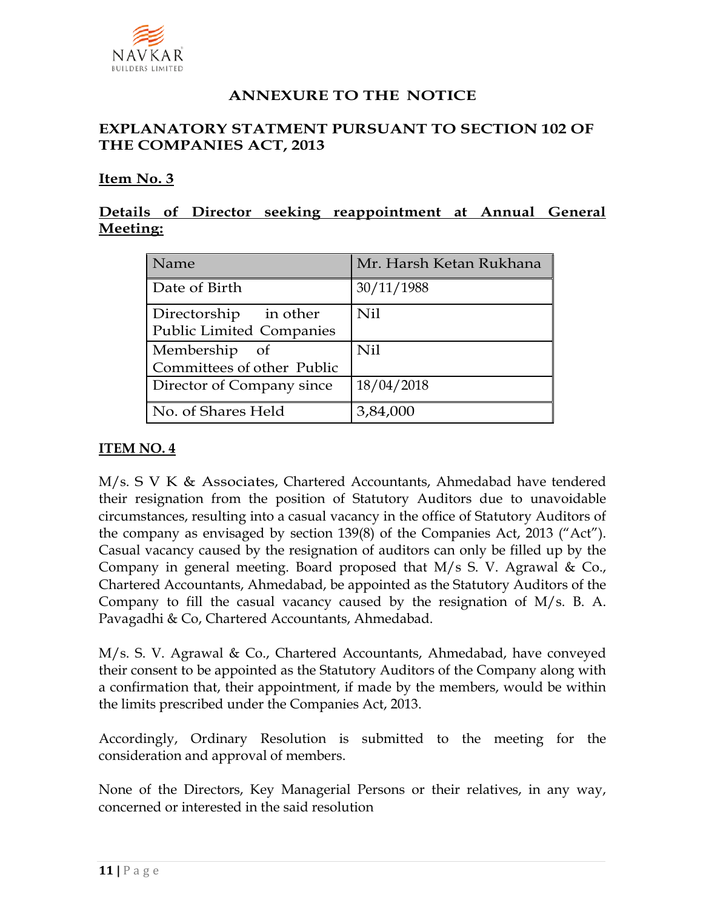## ANNEXURE TO THE NOTICE

## EXPLANATORY STATMENT PURSUANT TO SECTION 102 OF THE COMPANIES ACT, 2013

**<u>Item No. 3</u>**

**<u>Details of Director seeking reappointment at Annual General Meeting:</u>**

| Name | Mr. Harsh Ketan Rukhana |
|---|---|
| Date of Birth | 30/11/1988 |
| Directorship in other Public Limited Companies | Nil |
| Membership of Committees of other Public | Nil |
| Director of Company since | 18/04/2018 |
| No. of Shares Held | 3,84,000 |

**<u>ITEM NO. 4</u>**

M/s. S V K & Associates, Chartered Accountants, Ahmedabad have tendered their resignation from the position of Statutory Auditors due to unavoidable circumstances, resulting into a casual vacancy in the office of Statutory Auditors of the company as envisaged by section 139(8) of the Companies Act, 2013 ("Act"). Casual vacancy caused by the resignation of auditors can only be filled up by the Company in general meeting. Board proposed that M/s S. V. Agrawal & Co., Chartered Accountants, Ahmedabad, be appointed as the Statutory Auditors of the Company to fill the casual vacancy caused by the resignation of M/s. B. A. Pavagadhi & Co, Chartered Accountants, Ahmedabad.

M/s. S. V. Agrawal & Co., Chartered Accountants, Ahmedabad, have conveyed their consent to be appointed as the Statutory Auditors of the Company along with a confirmation that, their appointment, if made by the members, would be within the limits prescribed under the Companies Act, 2013.

Accordingly, Ordinary Resolution is submitted to the meeting for the consideration and approval of members.

None of the Directors, Key Managerial Persons or their relatives, in any way, concerned or interested in the said resolution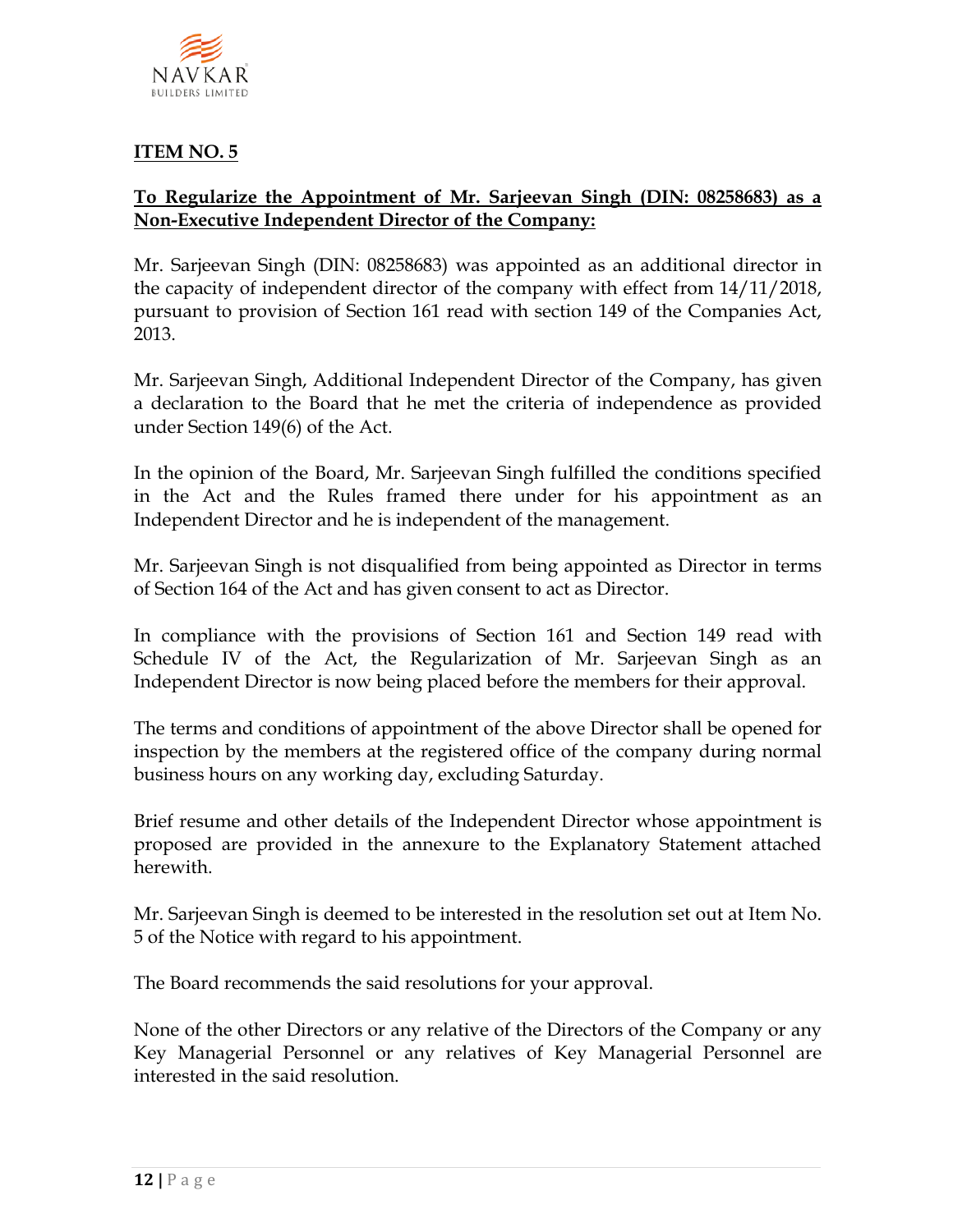**ITEM NO. 5**

**To Regularize the Appointment of Mr. Sarjeevan Singh (DIN: 08258683) as a Non-Executive Independent Director of the Company:**

Mr. Sarjeevan Singh (DIN: 08258683) was appointed as an additional director in the capacity of independent director of the company with effect from 14/11/2018, pursuant to provision of Section 161 read with section 149 of the Companies Act, 2013.

Mr. Sarjeevan Singh, Additional Independent Director of the Company, has given a declaration to the Board that he met the criteria of independence as provided under Section 149(6) of the Act.

In the opinion of the Board, Mr. Sarjeevan Singh fulfilled the conditions specified in the Act and the Rules framed there under for his appointment as an Independent Director and he is independent of the management.

Mr. Sarjeevan Singh is not disqualified from being appointed as Director in terms of Section 164 of the Act and has given consent to act as Director.

In compliance with the provisions of Section 161 and Section 149 read with Schedule IV of the Act, the Regularization of Mr. Sarjeevan Singh as an Independent Director is now being placed before the members for their approval.

The terms and conditions of appointment of the above Director shall be opened for inspection by the members at the registered office of the company during normal business hours on any working day, excluding Saturday.

Brief resume and other details of the Independent Director whose appointment is proposed are provided in the annexure to the Explanatory Statement attached herewith.

Mr. Sarjeevan Singh is deemed to be interested in the resolution set out at Item No. 5 of the Notice with regard to his appointment.

The Board recommends the said resolutions for your approval.

None of the other Directors or any relative of the Directors of the Company or any Key Managerial Personnel or any relatives of Key Managerial Personnel are interested in the said resolution.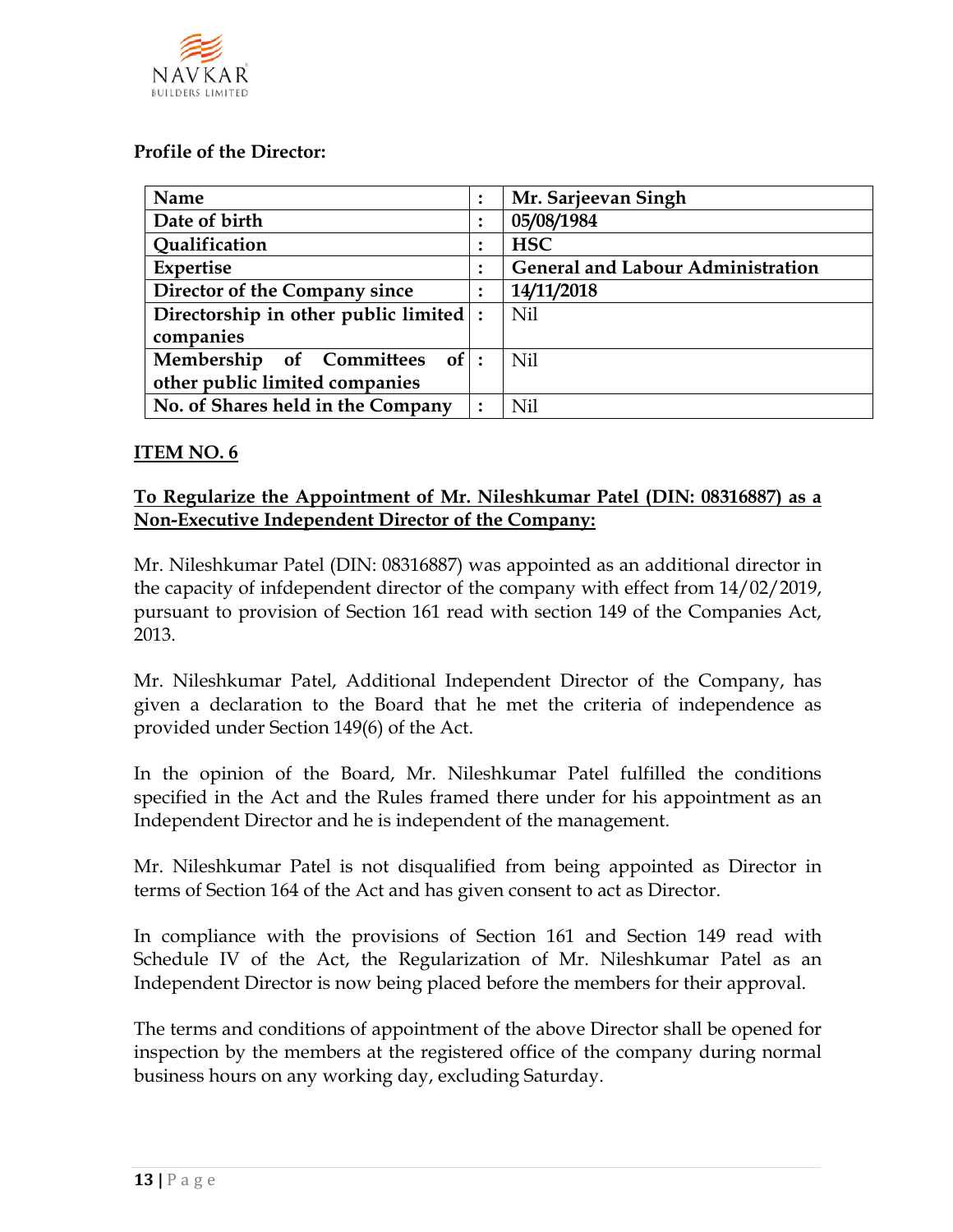**Profile of the Director:**

| Name | : | Mr. Sarjeevan Singh |
|---|---|---|
| Date of birth | : | 05/08/1984 |
| Qualification | : | HSC |
| Expertise | : | General and Labour Administration |
| Director of the Company since | : | 14/11/2018 |
| Directorship in other public limited companies | : | Nil |
| Membership of Committees of other public limited companies | : | Nil |
| No. of Shares held in the Company | : | Nil |

**ITEM NO. 6**

**To Regularize the Appointment of Mr. Nileshkumar Patel (DIN: 08316887) as a Non-Executive Independent Director of the Company:**

Mr. Nileshkumar Patel (DIN: 08316887) was appointed as an additional director in the capacity of infdependent director of the company with effect from 14/02/2019, pursuant to provision of Section 161 read with section 149 of the Companies Act, 2013.

Mr. Nileshkumar Patel, Additional Independent Director of the Company, has given a declaration to the Board that he met the criteria of independence as provided under Section 149(6) of the Act.

In the opinion of the Board, Mr. Nileshkumar Patel fulfilled the conditions specified in the Act and the Rules framed there under for his appointment as an Independent Director and he is independent of the management.

Mr. Nileshkumar Patel is not disqualified from being appointed as Director in terms of Section 164 of the Act and has given consent to act as Director.

In compliance with the provisions of Section 161 and Section 149 read with Schedule IV of the Act, the Regularization of Mr. Nileshkumar Patel as an Independent Director is now being placed before the members for their approval.

The terms and conditions of appointment of the above Director shall be opened for inspection by the members at the registered office of the company during normal business hours on any working day, excluding Saturday.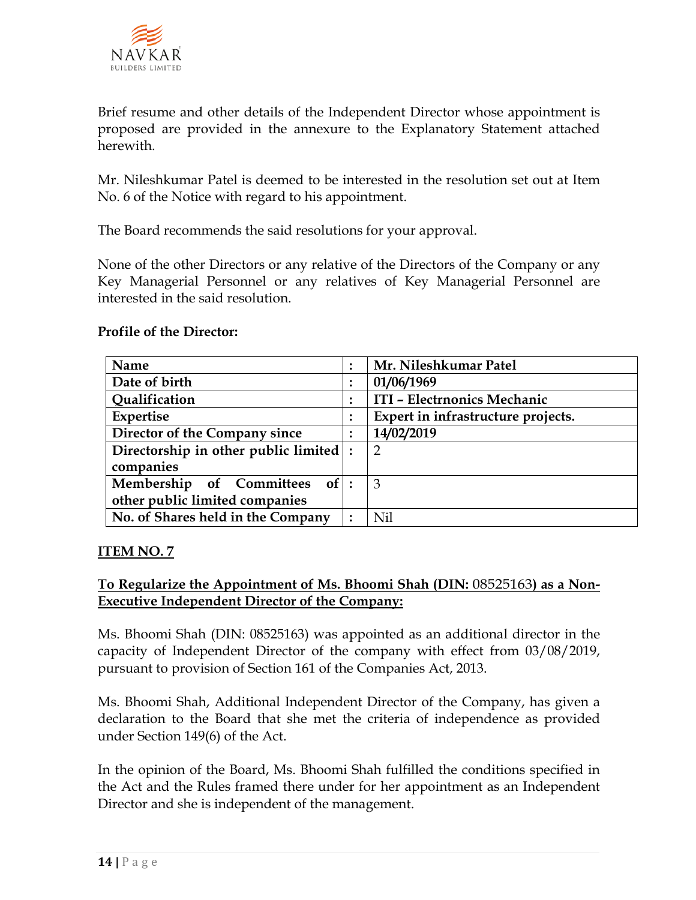Brief resume and other details of the Independent Director whose appointment is proposed are provided in the annexure to the Explanatory Statement attached herewith.

Mr. Nileshkumar Patel is deemed to be interested in the resolution set out at Item No. 6 of the Notice with regard to his appointment.

The Board recommends the said resolutions for your approval.

None of the other Directors or any relative of the Directors of the Company or any Key Managerial Personnel or any relatives of Key Managerial Personnel are interested in the said resolution.

**Profile of the Director:**

| | | |
|---|---|---|
| **Name** | **:** | **Mr. Nileshkumar Patel** |
| **Date of birth** | **:** | **01/06/1969** |
| **Qualification** | **:** | **ITI – Electrnonics Mechanic** |
| **Expertise** | **:** | **Expert in infrastructure projects.** |
| **Director of the Company since** | **:** | **14/02/2019** |
| **Directorship in other public limited companies** | **:** | 2 |
| **Membership of Committees of other public limited companies** | **:** | 3 |
| **No. of Shares held in the Company** | **:** | Nil |

**ITEM NO. 7**

**To Regularize the Appointment of Ms. Bhoomi Shah (DIN: 08525163) as a Non-Executive Independent Director of the Company:**

Ms. Bhoomi Shah (DIN: 08525163) was appointed as an additional director in the capacity of Independent Director of the company with effect from 03/08/2019, pursuant to provision of Section 161 of the Companies Act, 2013.

Ms. Bhoomi Shah, Additional Independent Director of the Company, has given a declaration to the Board that she met the criteria of independence as provided under Section 149(6) of the Act.

In the opinion of the Board, Ms. Bhoomi Shah fulfilled the conditions specified in the Act and the Rules framed there under for her appointment as an Independent Director and she is independent of the management.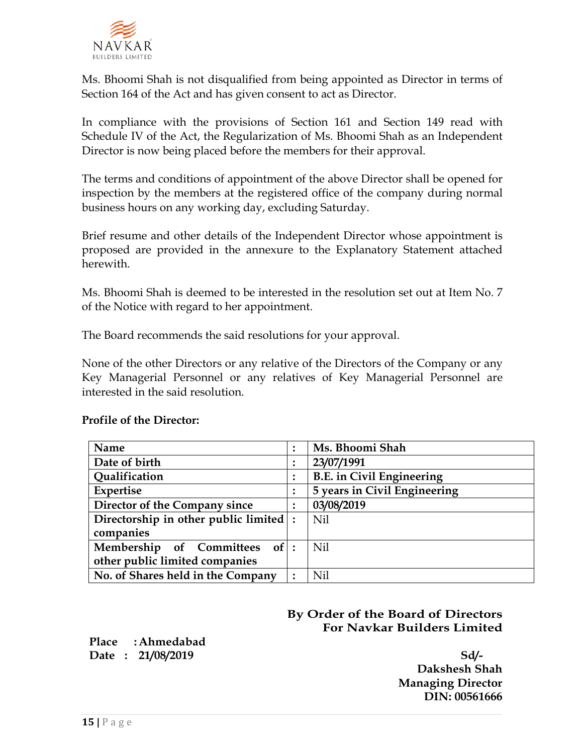Ms. Bhoomi Shah is not disqualified from being appointed as Director in terms of Section 164 of the Act and has given consent to act as Director.

In compliance with the provisions of Section 161 and Section 149 read with Schedule IV of the Act, the Regularization of Ms. Bhoomi Shah as an Independent Director is now being placed before the members for their approval.

The terms and conditions of appointment of the above Director shall be opened for inspection by the members at the registered office of the company during normal business hours on any working day, excluding Saturday.

Brief resume and other details of the Independent Director whose appointment is proposed are provided in the annexure to the Explanatory Statement attached herewith.

Ms. Bhoomi Shah is deemed to be interested in the resolution set out at Item No. 7 of the Notice with regard to her appointment.

The Board recommends the said resolutions for your approval.

None of the other Directors or any relative of the Directors of the Company or any Key Managerial Personnel or any relatives of Key Managerial Personnel are interested in the said resolution.

**Profile of the Director:**

| **Name** | : | **Ms. Bhoomi Shah** |
|---|---|---|
| **Date of birth** | : | **23/07/1991** |
| **Qualification** | : | **B.E. in Civil Engineering** |
| **Expertise** | : | **5 years in Civil Engineering** |
| **Director of the Company since** | : | **03/08/2019** |
| **Directorship in other public limited companies** | : | Nil |
| **Membership of Committees of other public limited companies** | : | Nil |
| **No. of Shares held in the Company** | : | Nil |

**By Order of the Board of Directors**
**For Navkar Builders Limited**

**Place : Ahmedabad**
**Date : 21/08/2019**

**Sd/-**
**Dakshesh Shah**
**Managing Director**
**DIN: 00561666**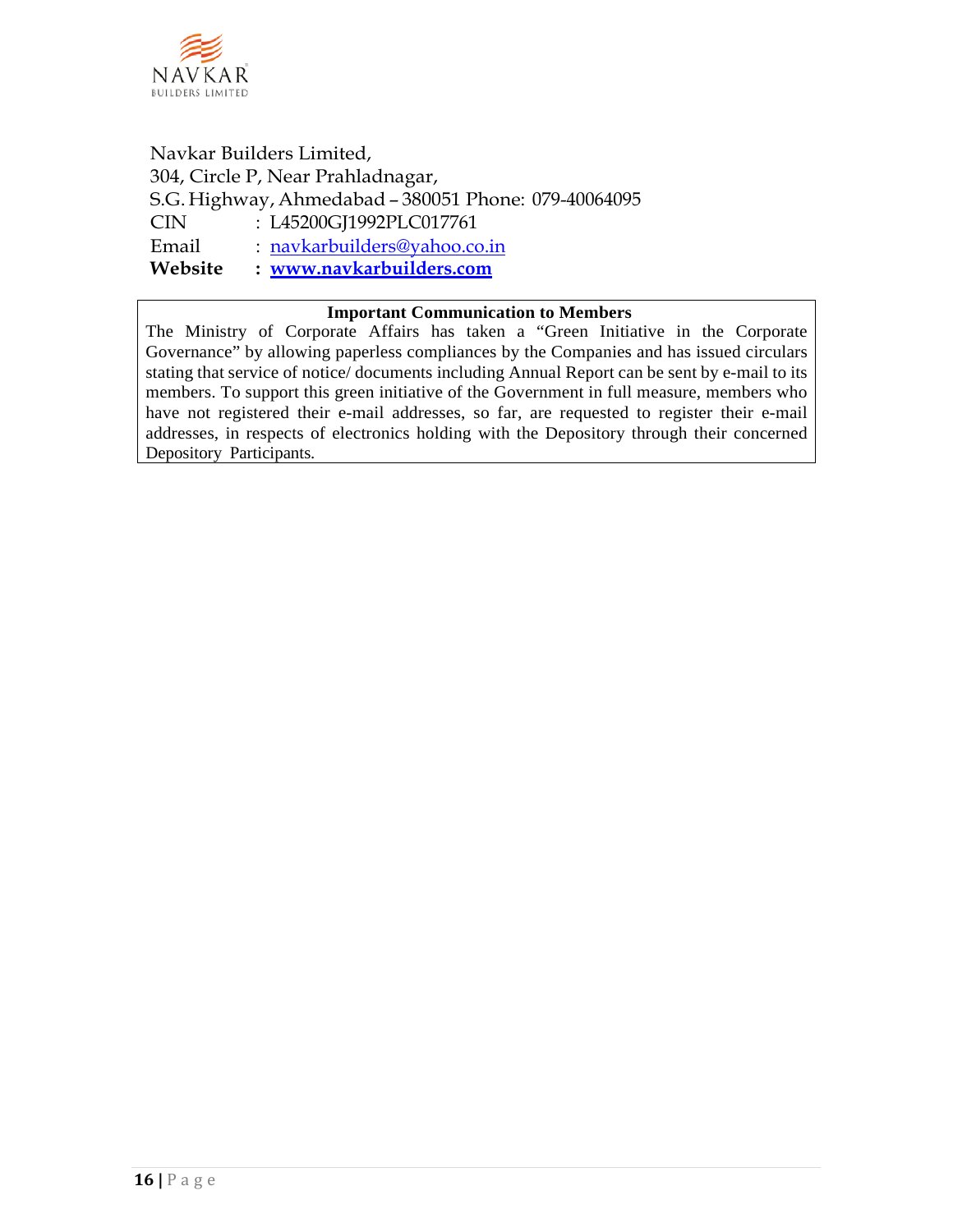NAVKAR BUILDERS LIMITED

Navkar Builders Limited,
304, Circle P, Near Prahladnagar,
S.G. Highway, Ahmedabad – 380051 Phone: 079-40064095
CIN : L45200GJ1992PLC017761
Email : navkarbuilders@yahoo.co.in
**Website : www.navkarbuilders.com**

**Important Communication to Members**

The Ministry of Corporate Affairs has taken a "Green Initiative in the Corporate Governance" by allowing paperless compliances by the Companies and has issued circulars stating that service of notice/ documents including Annual Report can be sent by e-mail to its members. To support this green initiative of the Government in full measure, members who have not registered their e-mail addresses, so far, are requested to register their e-mail addresses, in respects of electronics holding with the Depository through their concerned Depository Participants.